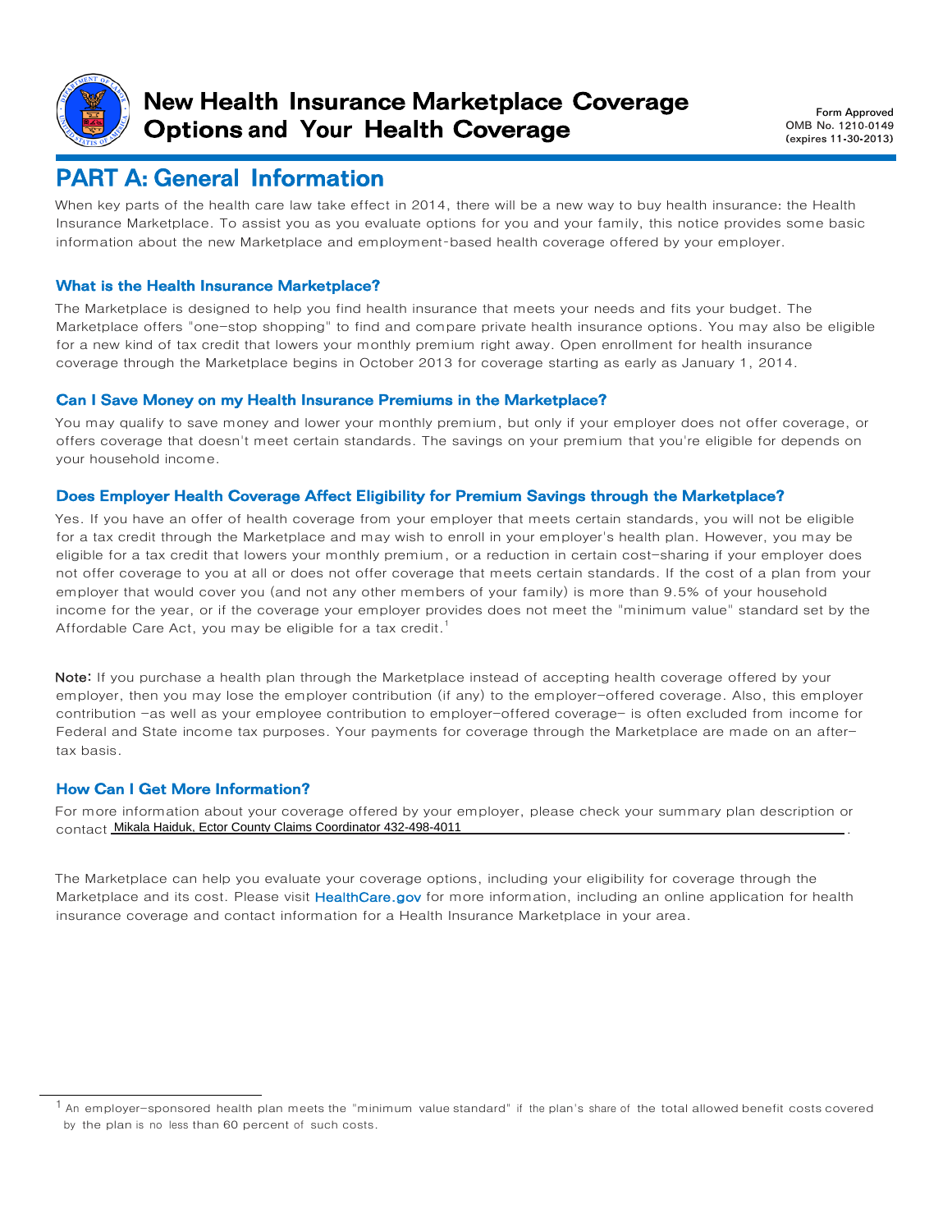# New Health Insurance Marketplace Coverage Options and Your Health Coverage

Form Approved
OMB No. 1210-0149
(expires 11-30-2013)

## PART A: General Information

When key parts of the health care law take effect in 2014, there will be a new way to buy health insurance: the Health Insurance Marketplace. To assist you as you evaluate options for you and your family, this notice provides some basic information about the new Marketplace and employment-based health coverage offered by your employer.

### What is the Health Insurance Marketplace?

The Marketplace is designed to help you find health insurance that meets your needs and fits your budget. The Marketplace offers "one-stop shopping" to find and compare private health insurance options. You may also be eligible for a new kind of tax credit that lowers your monthly premium right away. Open enrollment for health insurance coverage through the Marketplace begins in October 2013 for coverage starting as early as January 1, 2014.

### Can I Save Money on my Health Insurance Premiums in the Marketplace?

You may qualify to save money and lower your monthly premium, but only if your employer does not offer coverage, or offers coverage that doesn't meet certain standards. The savings on your premium that you're eligible for depends on your household income.

### Does Employer Health Coverage Affect Eligibility for Premium Savings through the Marketplace?

Yes. If you have an offer of health coverage from your employer that meets certain standards, you will not be eligible for a tax credit through the Marketplace and may wish to enroll in your employer's health plan. However, you may be eligible for a tax credit that lowers your monthly premium, or a reduction in certain cost-sharing if your employer does not offer coverage to you at all or does not offer coverage that meets certain standards. If the cost of a plan from your employer that would cover you (and not any other members of your family) is more than 9.5% of your household income for the year, or if the coverage your employer provides does not meet the "minimum value" standard set by the Affordable Care Act, you may be eligible for a tax credit.[1]

**Note:** If you purchase a health plan through the Marketplace instead of accepting health coverage offered by your employer, then you may lose the employer contribution (if any) to the employer-offered coverage. Also, this employer contribution -as well as your employee contribution to employer-offered coverage- is often excluded from income for Federal and State income tax purposes. Your payments for coverage through the Marketplace are made on an after-tax basis.

### How Can I Get More Information?

For more information about your coverage offered by your employer, please check your summary plan description or contact Mikala Haiduk, Ector County Claims Coordinator 432-498-4011.

The Marketplace can help you evaluate your coverage options, including your eligibility for coverage through the Marketplace and its cost. Please visit HealthCare.gov for more information, including an online application for health insurance coverage and contact information for a Health Insurance Marketplace in your area.

---

[1] An employer-sponsored health plan meets the "minimum value standard" if the plan's share of the total allowed benefit costs covered by the plan is no less than 60 percent of such costs.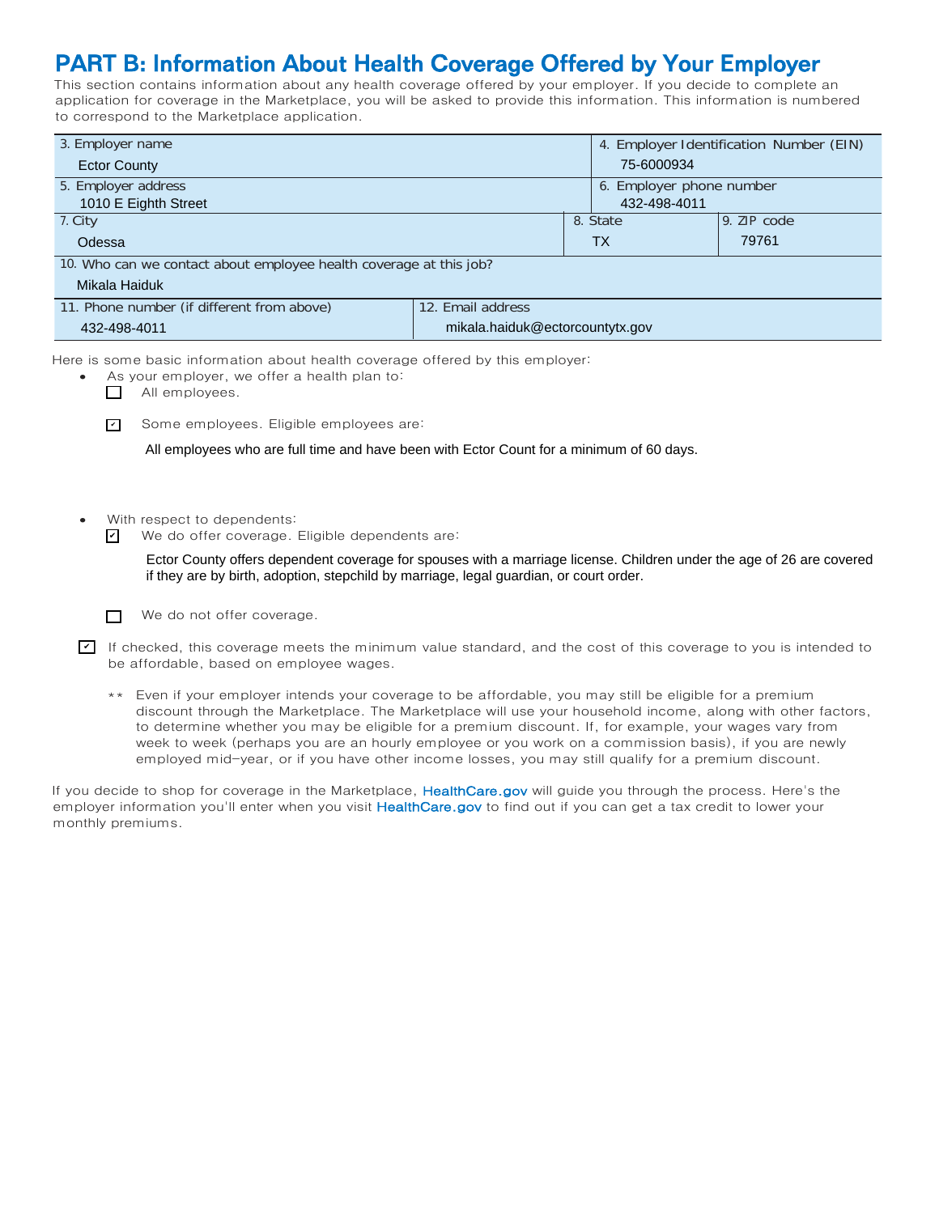# PART B: Information About Health Coverage Offered by Your Employer

This section contains information about any health coverage offered by your employer. If you decide to complete an application for coverage in the Marketplace, you will be asked to provide this information. This information is numbered to correspond to the Marketplace application.

| 3. Employer name | | 4. Employer Identification Number (EIN) |
|---|---|---|
| Ector County | | 75-6000934 |
| 5. Employer address | | 6. Employer phone number |
| 1010 E Eighth Street | | 432-498-4011 |
| 7. City | 8. State | 9. ZIP code |
| Odessa | TX | 79761 |
| 10. Who can we contact about employee health coverage at this job? | | |
| Mikala Haiduk | | |
| 11. Phone number (if different from above) | 12. Email address | |
| 432-498-4011 | mikala.haiduk@ectorcountytx.gov | |

Here is some basic information about health coverage offered by this employer:

- As your employer, we offer a health plan to:
  - ☐ All employees.
  - ☑ Some employees. Eligible employees are:

    All employees who are full time and have been with Ector Count for a minimum of 60 days.

- With respect to dependents:
  - ☑ We do offer coverage. Eligible dependents are:

    Ector County offers dependent coverage for spouses with a marriage license. Children under the age of 26 are covered if they are by birth, adoption, stepchild by marriage, legal guardian, or court order.

  - ☐ We do not offer coverage.

☑ If checked, this coverage meets the minimum value standard, and the cost of this coverage to you is intended to be affordable, based on employee wages.

** Even if your employer intends your coverage to be affordable, you may still be eligible for a premium discount through the Marketplace. The Marketplace will use your household income, along with other factors, to determine whether you may be eligible for a premium discount. If, for example, your wages vary from week to week (perhaps you are an hourly employee or you work on a commission basis), if you are newly employed mid-year, or if you have other income losses, you may still qualify for a premium discount.

If you decide to shop for coverage in the Marketplace, HealthCare.gov will guide you through the process. Here's the employer information you'll enter when you visit HealthCare.gov to find out if you can get a tax credit to lower your monthly premiums.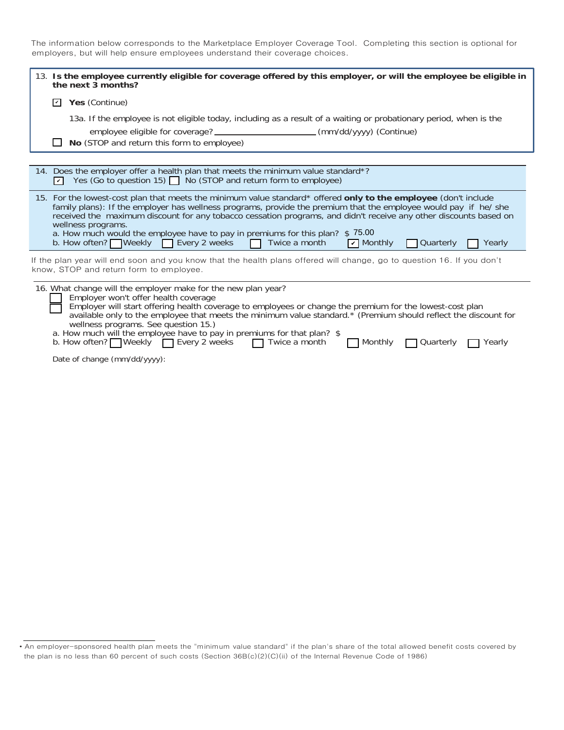The information below corresponds to the Marketplace Employer Coverage Tool. Completing this section is optional for employers, but will help ensure employees understand their coverage choices.

13. **Is the employee currently eligible for coverage offered by this employer, or will the employee be eligible in the next 3 months?**

☑ **Yes** (Continue)

13a. If the employee is not eligible today, including as a result of a waiting or probationary period, when is the employee eligible for coverage? ____________________ (mm/dd/yyyy) (Continue)

☐ **No** (STOP and return this form to employee)

14. Does the employer offer a health plan that meets the minimum value standard*?
☑ Yes (Go to question 15) ☐ No (STOP and return form to employee)

15. For the lowest-cost plan that meets the minimum value standard* offered **only to the employee** (don't include family plans): If the employer has wellness programs, provide the premium that the employee would pay if he/ she received the maximum discount for any tobacco cessation programs, and didn't receive any other discounts based on wellness programs.
a. How much would the employee have to pay in premiums for this plan? $ 75.00
b. How often? ☐ Weekly ☐ Every 2 weeks ☐ Twice a month ☑ Monthly ☐ Quarterly ☐ Yearly

If the plan year will end soon and you know that the health plans offered will change, go to question 16. If you don't know, STOP and return form to employee.

16. What change will the employer make for the new plan year?
☐ Employer won't offer health coverage
☐ Employer will start offering health coverage to employees or change the premium for the lowest-cost plan available only to the employee that meets the minimum value standard.* (Premium should reflect the discount for wellness programs. See question 15.)
a. How much will the employee have to pay in premiums for that plan? $
b. How often? ☐ Weekly ☐ Every 2 weeks ☐ Twice a month ☐ Monthly ☐ Quarterly ☐ Yearly

Date of change (mm/dd/yyyy):

• An employer-sponsored health plan meets the "minimum value standard" if the plan's share of the total allowed benefit costs covered by the plan is no less than 60 percent of such costs (Section 36B(c)(2)(C)(ii) of the Internal Revenue Code of 1986)